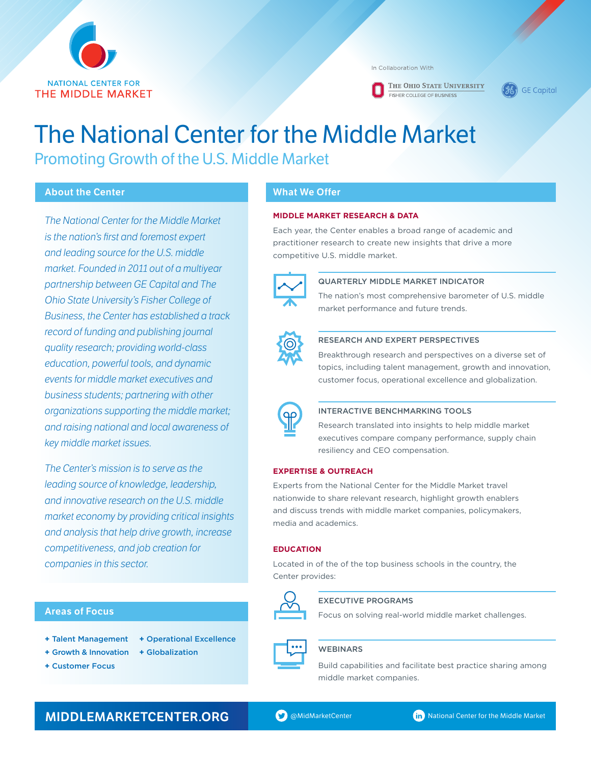NATIONAL CENTER FOR
THE MIDDLE MARKET

In Collaboration With

The Ohio State University — Fisher College of Business

GE Capital

# The National Center for the Middle Market

## Promoting Growth of the U.S. Middle Market

### About the Center

*The National Center for the Middle Market is the nation's first and foremost expert and leading source for the U.S. middle market. Founded in 2011 out of a multiyear partnership between GE Capital and The Ohio State University's Fisher College of Business, the Center has established a track record of funding and publishing journal quality research; providing world-class education, powerful tools, and dynamic events for middle market executives and business students; partnering with other organizations supporting the middle market; and raising national and local awareness of key middle market issues.*

*The Center's mission is to serve as the leading source of knowledge, leadership, and innovative research on the U.S. middle market economy by providing critical insights and analysis that help drive growth, increase competitiveness, and job creation for companies in this sector.*

### Areas of Focus

- **Talent Management**
- **Growth & Innovation**
- **Customer Focus**
- **Operational Excellence**
- **Globalization**

### What We Offer

#### MIDDLE MARKET RESEARCH & DATA

Each year, the Center enables a broad range of academic and practitioner research to create new insights that drive a more competitive U.S. middle market.

**QUARTERLY MIDDLE MARKET INDICATOR**

The nation's most comprehensive barometer of U.S. middle market performance and future trends.

**RESEARCH AND EXPERT PERSPECTIVES**

Breakthrough research and perspectives on a diverse set of topics, including talent management, growth and innovation, customer focus, operational excellence and globalization.

**INTERACTIVE BENCHMARKING TOOLS**

Research translated into insights to help middle market executives compare company performance, supply chain resiliency and CEO compensation.

#### EXPERTISE & OUTREACH

Experts from the National Center for the Middle Market travel nationwide to share relevant research, highlight growth enablers and discuss trends with middle market companies, policymakers, media and academics.

#### EDUCATION

Located in of the of the top business schools in the country, the Center provides:

**EXECUTIVE PROGRAMS**

Focus on solving real-world middle market challenges.

**WEBINARS**

Build capabilities and facilitate best practice sharing among middle market companies.

**MIDDLEMARKETCENTER.ORG**

@MidMarketCenter

National Center for the Middle Market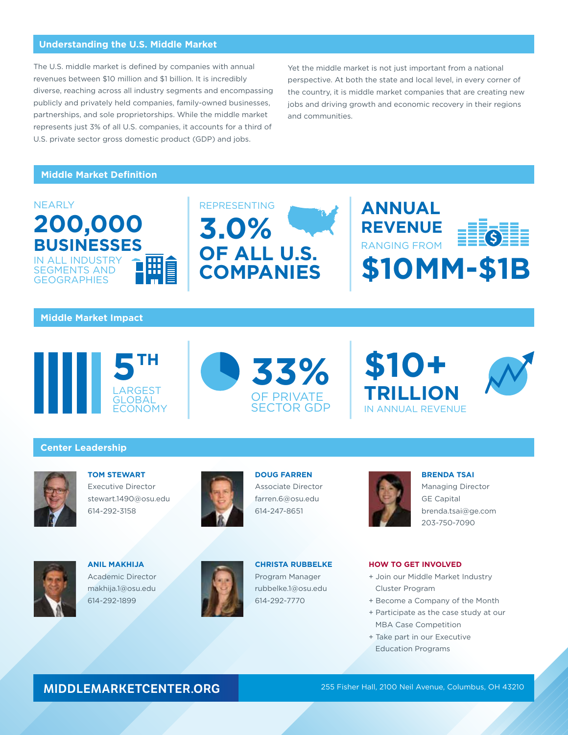## Understanding the U.S. Middle Market

The U.S. middle market is defined by companies with annual revenues between $10 million and $1 billion. It is incredibly diverse, reaching across all industry segments and encompassing publicly and privately held companies, family-owned businesses, partnerships, and sole proprietorships. While the middle market represents just 3% of all U.S. companies, it accounts for a third of U.S. private sector gross domestic product (GDP) and jobs.

Yet the middle market is not just important from a national perspective. At both the state and local level, in every corner of the country, it is middle market companies that are creating new jobs and driving growth and economic recovery in their regions and communities.

## Middle Market Definition

NEARLY **200,000 BUSINESSES** IN ALL INDUSTRY SEGMENTS AND GEOGRAPHIES

REPRESENTING **3.0% OF ALL U.S. COMPANIES**

**ANNUAL REVENUE** RANGING FROM **$10MM-$1B**

## Middle Market Impact

**5TH** LARGEST GLOBAL ECONOMY

**33%** OF PRIVATE SECTOR GDP

**$10+ TRILLION** IN ANNUAL REVENUE

## Center Leadership

**TOM STEWART**
Executive Director
stewart.1490@osu.edu
614-292-3158

**DOUG FARREN**
Associate Director
farren.6@osu.edu
614-247-8651

**BRENDA TSAI**
Managing Director
GE Capital
brenda.tsai@ge.com
203-750-7090

**ANIL MAKHIJA**
Academic Director
makhija.1@osu.edu
614-292-1899

**CHRISTA RUBBELKE**
Program Manager
rubbelke.1@osu.edu
614-292-7770

**HOW TO GET INVOLVED**

+ Join our Middle Market Industry Cluster Program
+ Become a Company of the Month
+ Participate as the case study at our MBA Case Competition
+ Take part in our Executive Education Programs

**MIDDLEMARKETCENTER.ORG**

255 Fisher Hall, 2100 Neil Avenue, Columbus, OH 43210